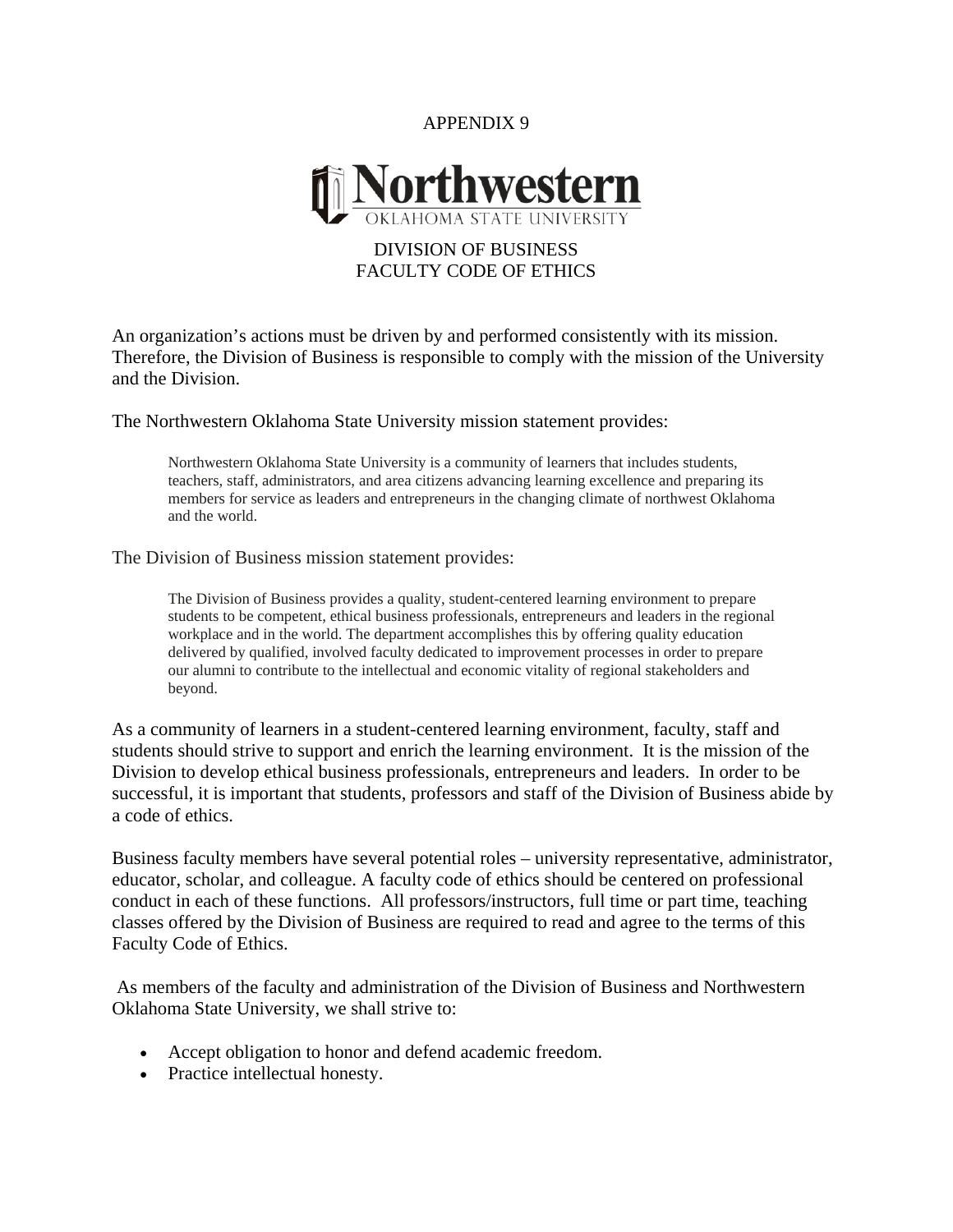APPENDIX 9

Northwestern
OKLAHOMA STATE UNIVERSITY

# DIVISION OF BUSINESS FACULTY CODE OF ETHICS

An organization's actions must be driven by and performed consistently with its mission. Therefore, the Division of Business is responsible to comply with the mission of the University and the Division.

The Northwestern Oklahoma State University mission statement provides:

> Northwestern Oklahoma State University is a community of learners that includes students, teachers, staff, administrators, and area citizens advancing learning excellence and preparing its members for service as leaders and entrepreneurs in the changing climate of northwest Oklahoma and the world.

The Division of Business mission statement provides:

> The Division of Business provides a quality, student-centered learning environment to prepare students to be competent, ethical business professionals, entrepreneurs and leaders in the regional workplace and in the world. The department accomplishes this by offering quality education delivered by qualified, involved faculty dedicated to improvement processes in order to prepare our alumni to contribute to the intellectual and economic vitality of regional stakeholders and beyond.

As a community of learners in a student-centered learning environment, faculty, staff and students should strive to support and enrich the learning environment. It is the mission of the Division to develop ethical business professionals, entrepreneurs and leaders. In order to be successful, it is important that students, professors and staff of the Division of Business abide by a code of ethics.

Business faculty members have several potential roles – university representative, administrator, educator, scholar, and colleague. A faculty code of ethics should be centered on professional conduct in each of these functions. All professors/instructors, full time or part time, teaching classes offered by the Division of Business are required to read and agree to the terms of this Faculty Code of Ethics.

As members of the faculty and administration of the Division of Business and Northwestern Oklahoma State University, we shall strive to:

- Accept obligation to honor and defend academic freedom.
- Practice intellectual honesty.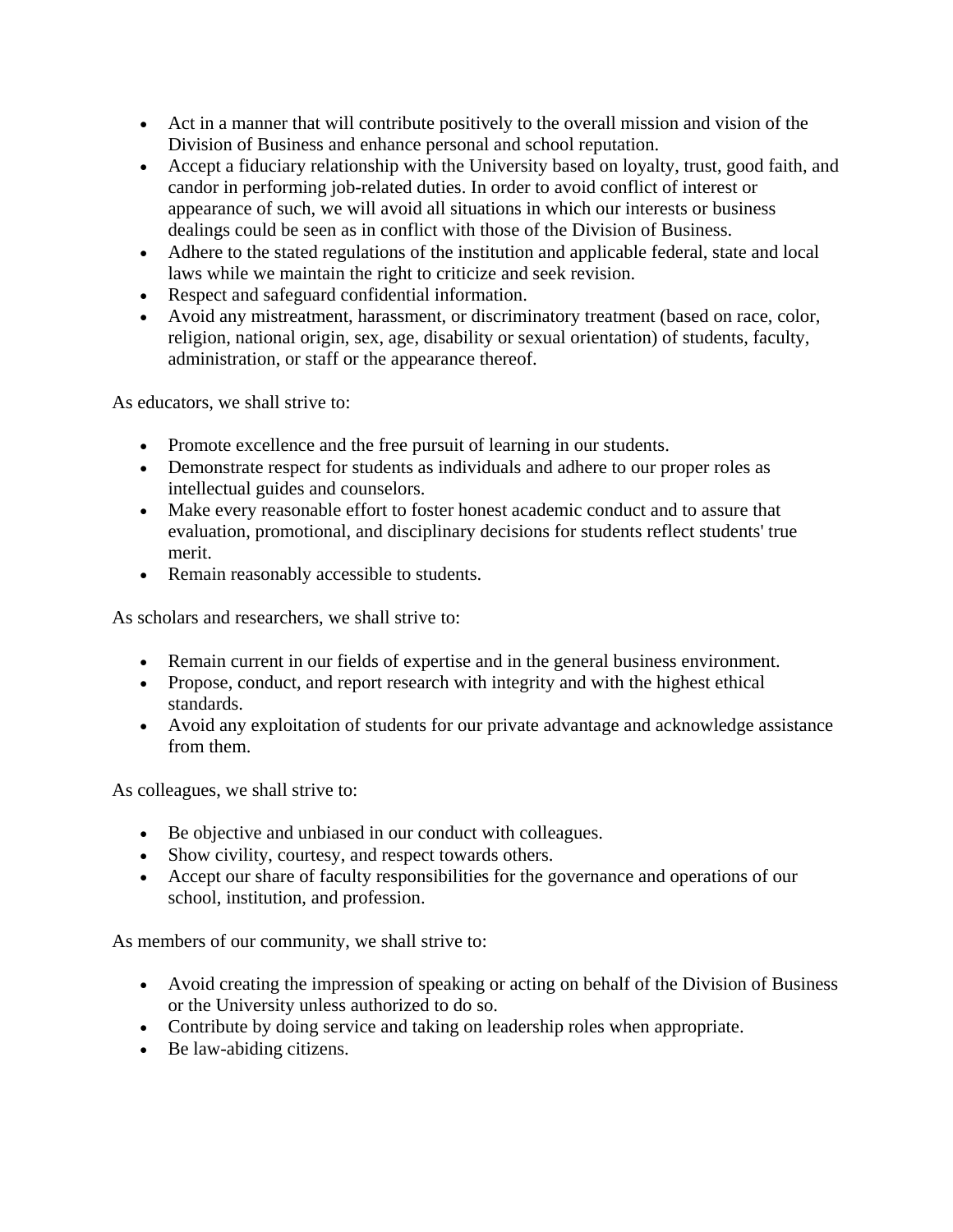- Act in a manner that will contribute positively to the overall mission and vision of the Division of Business and enhance personal and school reputation.
- Accept a fiduciary relationship with the University based on loyalty, trust, good faith, and candor in performing job-related duties. In order to avoid conflict of interest or appearance of such, we will avoid all situations in which our interests or business dealings could be seen as in conflict with those of the Division of Business.
- Adhere to the stated regulations of the institution and applicable federal, state and local laws while we maintain the right to criticize and seek revision.
- Respect and safeguard confidential information.
- Avoid any mistreatment, harassment, or discriminatory treatment (based on race, color, religion, national origin, sex, age, disability or sexual orientation) of students, faculty, administration, or staff or the appearance thereof.

As educators, we shall strive to:

- Promote excellence and the free pursuit of learning in our students.
- Demonstrate respect for students as individuals and adhere to our proper roles as intellectual guides and counselors.
- Make every reasonable effort to foster honest academic conduct and to assure that evaluation, promotional, and disciplinary decisions for students reflect students' true merit.
- Remain reasonably accessible to students.

As scholars and researchers, we shall strive to:

- Remain current in our fields of expertise and in the general business environment.
- Propose, conduct, and report research with integrity and with the highest ethical standards.
- Avoid any exploitation of students for our private advantage and acknowledge assistance from them.

As colleagues, we shall strive to:

- Be objective and unbiased in our conduct with colleagues.
- Show civility, courtesy, and respect towards others.
- Accept our share of faculty responsibilities for the governance and operations of our school, institution, and profession.

As members of our community, we shall strive to:

- Avoid creating the impression of speaking or acting on behalf of the Division of Business or the University unless authorized to do so.
- Contribute by doing service and taking on leadership roles when appropriate.
- Be law-abiding citizens.